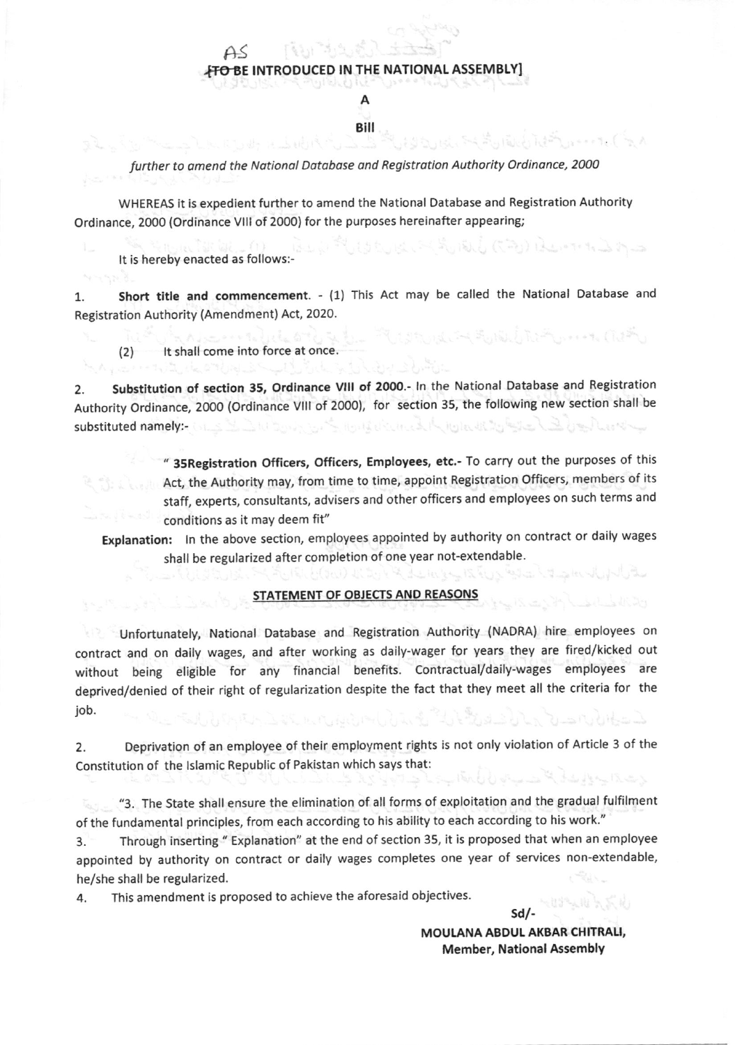AS
**[TO BE INTRODUCED IN THE NATIONAL ASSEMBLY]**

**A**

**Bill**

*further to amend the National Database and Registration Authority Ordinance, 2000*

WHEREAS it is expedient further to amend the National Database and Registration Authority Ordinance, 2000 (Ordinance VIII of 2000) for the purposes hereinafter appearing;

It is hereby enacted as follows:-

1. **Short title and commencement.** - (1) This Act may be called the National Database and Registration Authority (Amendment) Act, 2020.

   (2) It shall come into force at once.

2. **Substitution of section 35, Ordinance VIII of 2000.**- In the National Database and Registration Authority Ordinance, 2000 (Ordinance VIII of 2000), for section 35, the following new section shall be substituted namely:-

   " **35Registration Officers, Officers, Employees, etc.**- To carry out the purposes of this Act, the Authority may, from time to time, appoint Registration Officers, members of its staff, experts, consultants, advisers and other officers and employees on such terms and conditions as it may deem fit"

**Explanation:** In the above section, employees appointed by authority on contract or daily wages shall be regularized after completion of one year not-extendable.

## STATEMENT OF OBJECTS AND REASONS

Unfortunately, National Database and Registration Authority (NADRA) hire employees on contract and on daily wages, and after working as daily-wager for years they are fired/kicked out without being eligible for any financial benefits. Contractual/daily-wages employees are deprived/denied of their right of regularization despite the fact that they meet all the criteria for the job.

2. Deprivation of an employee of their employment rights is not only violation of Article 3 of the Constitution of the Islamic Republic of Pakistan which says that:

"3. The State shall ensure the elimination of all forms of exploitation and the gradual fulfilment of the fundamental principles, from each according to his ability to each according to his work."

3. Through inserting " Explanation" at the end of section 35, it is proposed that when an employee appointed by authority on contract or daily wages completes one year of services non-extendable, he/she shall be regularized.

4. This amendment is proposed to achieve the aforesaid objectives.

Sd/-

**MOULANA ABDUL AKBAR CHITRALI,**
**Member, National Assembly**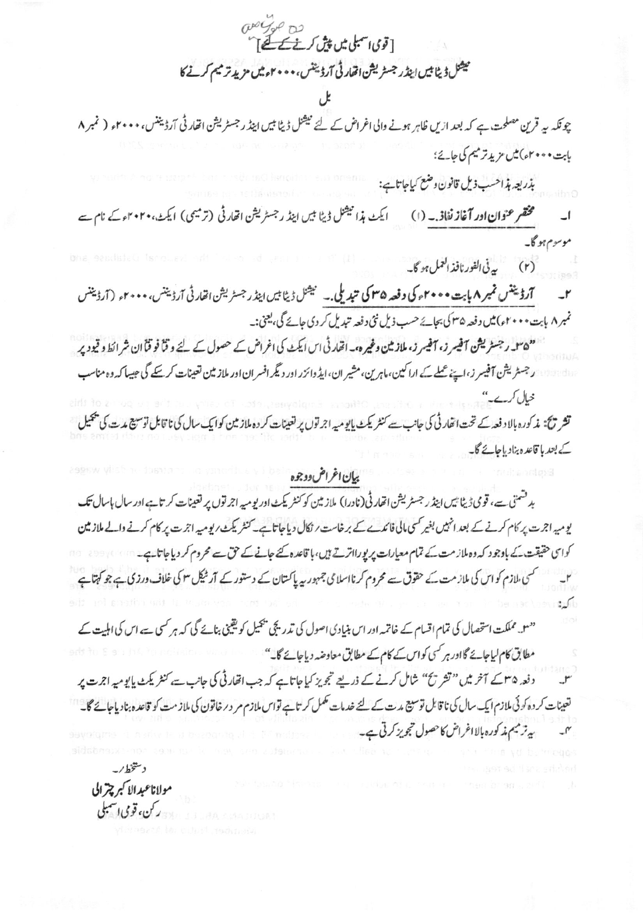[قومی اسمبلی میں پیش کرنے کے لئے]

# نیشنل ڈیٹا بیس اینڈ رجسٹریشن اتھارٹی آرڈیننس، ۲۰۰۰ء میں مزید ترمیم کرنے کا

## بل

چونکہ یہ قرین مصلحت ہے کہ بعد ازیں ظاہر ہونے والی اغراض کے لئے نیشنل ڈیٹا بیس اینڈ رجسٹریشن اتھارٹی آرڈیننس، ۲۰۰۰ء (نمبر ۸ بابت ۲۰۰۰ء) میں مزید ترمیم کی جائے؛

بذریعہ ہذا حسب ذیل قانون وضع کیا جاتا ہے:

۱۔ **مختصر عنوان اور آغاز نفاذ۔** (۱) ایکٹ ہذا نیشنل ڈیٹا بیس اینڈ رجسٹریشن اتھارٹی (ترمیمی) ایکٹ، ۲۰۲۰ء کے نام سے موسوم ہوگا۔

(۲) یہ فی الفور نافذ العمل ہوگا۔

۲۔ **آرڈیننس نمبر ۸ بابت ۲۰۰۰ء کی دفعہ ۳۵ کی تبدیلی۔** نیشنل ڈیٹا بیس اینڈ رجسٹریشن اتھارٹی آرڈیننس، ۲۰۰۰ء (آرڈیننس نمبر ۸ بابت ۲۰۰۰ء) میں دفعہ ۳۵ کی بجائے حسب ذیل نئی دفعہ تبدیل کر دی جائے گی، یعنی:۔

"۳۵۔ رجسٹریشن آفیسرز، آفیسرز، ملازمین وغیرہ۔ اتھارٹی اس ایکٹ کی اغراض کے حصول کے لئے وقتاً فوقتاً ان شرائط و قیود پر رجسٹریشن آفیسرز، اپنے عملے کے اراکین، ماہرین، مشیران، ایڈوائزر اور دیگر افسران اور ملازمین تعینات کر سکے گی جیسا کہ وہ مناسب خیال کرے۔"

تشریح: مذکورہ بالا دفعہ کے تحت اتھارٹی کی جانب سے کنٹریکٹ یا یومیہ اجرتوں پر تعینات کردہ ملازمین کو ایک سال کی ناقابل توسیع مدت کی تکمیل کے بعد باقاعدہ بنا دیا جائے گا۔

## بیان اغراض و وجوہ

بدقسمتی سے، قومی ڈیٹا بیس اینڈ رجسٹریشن اتھارٹی (نادرا) ملازمین کو کنٹریکٹ اور یومیہ اجرتوں پر تعینات کرتا ہے اور سال ہا سال تک یومیہ اجرت پر کام کرنے کے بعد انہیں بغیر کسی مالی فائدے کے برخاست / نکال دیا جاتا ہے۔ کنٹریکٹ / یومیہ اجرت پر کام کرنے والے ملازمین کو اسی حقیقت کے باوجود کہ وہ ملازمت کے تمام معیارات پر پورا اترتے ہیں، باقاعدہ کئے جانے کے حق سے محروم کر دیا جاتا ہے۔

۲۔ کسی ملازم کو اس کی ملازمت کے حقوق سے محروم کرنا اسلامی جمہوریہ پاکستان کے دستور کے آرٹیکل ۳ کی خلاف ورزی ہے جو کہتا ہے

"۳۔ مملکت استحصال کی تمام اقسام کے خاتمہ اور اس بنیادی اصول کی تدریجی تکمیل کو یقینی بنائے گی کہ ہر کسی سے اس کی اہلیت کے مطابق کام لیا جائے گا اور ہر کسی کو اس کے کام کے مطابق معاوضہ دیا جائے گا۔"

۳۔ دفعہ ۳۵ کے آخر میں "تشریح" شامل کرنے کے ذریعے تجویز کیا جاتا ہے کہ جب اتھارٹی کی جانب سے کنٹریکٹ یا یومیہ اجرت پر تعینات کردہ کوئی ملازم ایک سال کی ناقابل توسیع مدت کے لئے خدمات مکمل کرتا ہے تو اس ملازم مرد / خاتون کی ملازمت کو قاعدہ بنا دیا جائے گا۔

۴۔ یہ ترمیم مذکورہ بالا اغراض کا حصول تجویز کرتی ہے۔

دستخط /-

**مولانا عبدالاکبر چترالی**
**رکن، قومی اسمبلی**